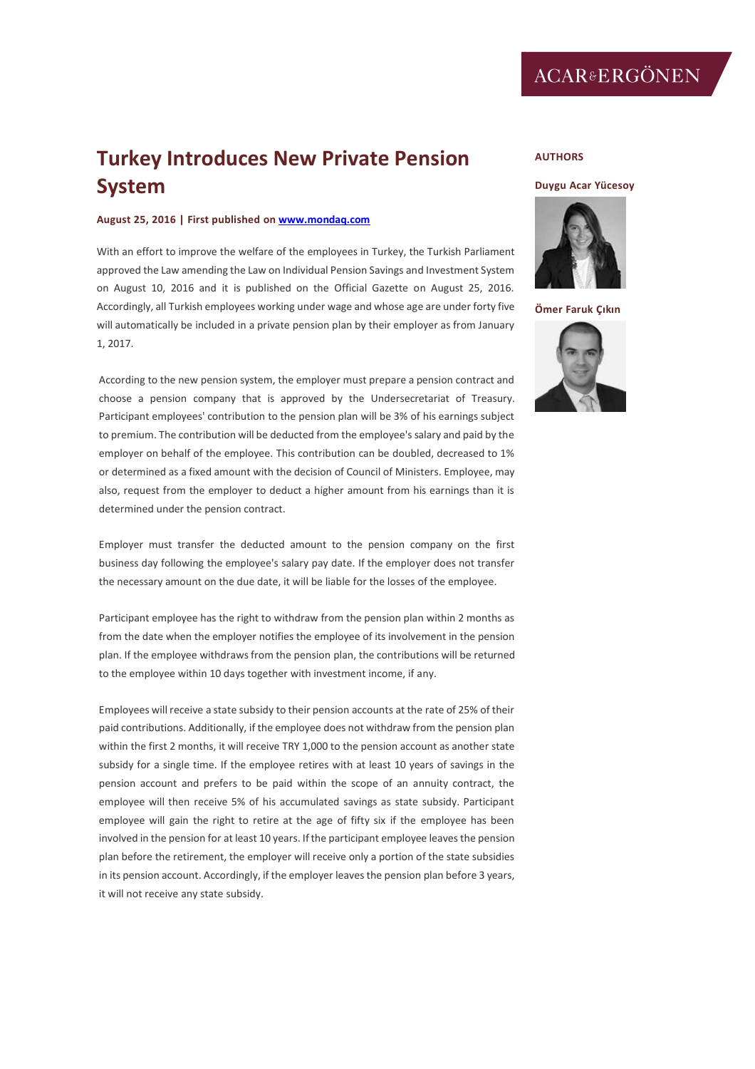ACAR&ERGÖNEN

# Turkey Introduces New Private Pension System

**August 25, 2016 | First published on [www.mondaq.com](www.mondaq.com)**

**AUTHORS**

**Duygu Acar Yücesoy**

**Ömer Faruk Çıkın**

With an effort to improve the welfare of the employees in Turkey, the Turkish Parliament approved the Law amending the Law on Individual Pension Savings and Investment System on August 10, 2016 and it is published on the Official Gazette on August 25, 2016. Accordingly, all Turkish employees working under wage and whose age are under forty five will automatically be included in a private pension plan by their employer as from January 1, 2017.

According to the new pension system, the employer must prepare a pension contract and choose a pension company that is approved by the Undersecretariat of Treasury. Participant employees' contribution to the pension plan will be 3% of his earnings subject to premium. The contribution will be deducted from the employee's salary and paid by the employer on behalf of the employee. This contribution can be doubled, decreased to 1% or determined as a fixed amount with the decision of Council of Ministers. Employee, may also, request from the employer to deduct a higher amount from his earnings than it is determined under the pension contract.

Employer must transfer the deducted amount to the pension company on the first business day following the employee's salary pay date. If the employer does not transfer the necessary amount on the due date, it will be liable for the losses of the employee.

Participant employee has the right to withdraw from the pension plan within 2 months as from the date when the employer notifies the employee of its involvement in the pension plan. If the employee withdraws from the pension plan, the contributions will be returned to the employee within 10 days together with investment income, if any.

Employees will receive a state subsidy to their pension accounts at the rate of 25% of their paid contributions. Additionally, if the employee does not withdraw from the pension plan within the first 2 months, it will receive TRY 1,000 to the pension account as another state subsidy for a single time. If the employee retires with at least 10 years of savings in the pension account and prefers to be paid within the scope of an annuity contract, the employee will then receive 5% of his accumulated savings as state subsidy. Participant employee will gain the right to retire at the age of fifty six if the employee has been involved in the pension for at least 10 years. If the participant employee leaves the pension plan before the retirement, the employer will receive only a portion of the state subsidies in its pension account. Accordingly, if the employer leaves the pension plan before 3 years, it will not receive any state subsidy.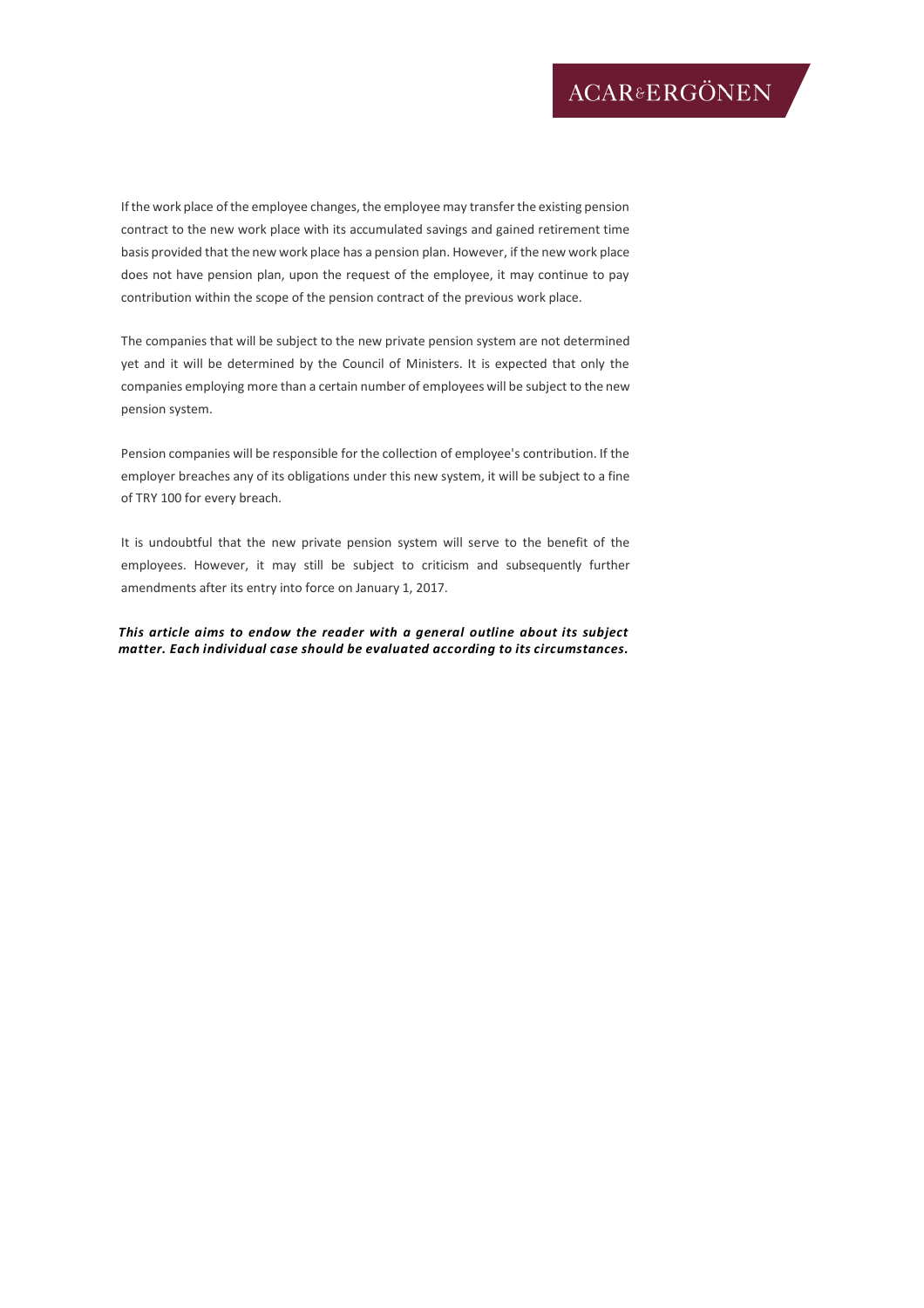If the work place of the employee changes, the employee may transfer the existing pension contract to the new work place with its accumulated savings and gained retirement time basis provided that the new work place has a pension plan. However, if the new work place does not have pension plan, upon the request of the employee, it may continue to pay contribution within the scope of the pension contract of the previous work place.

The companies that will be subject to the new private pension system are not determined yet and it will be determined by the Council of Ministers. It is expected that only the companies employing more than a certain number of employees will be subject to the new pension system.

Pension companies will be responsible for the collection of employee's contribution. If the employer breaches any of its obligations under this new system, it will be subject to a fine of TRY 100 for every breach.

It is undoubtful that the new private pension system will serve to the benefit of the employees. However, it may still be subject to criticism and subsequently further amendments after its entry into force on January 1, 2017.

***This article aims to endow the reader with a general outline about its subject matter. Each individual case should be evaluated according to its circumstances.***